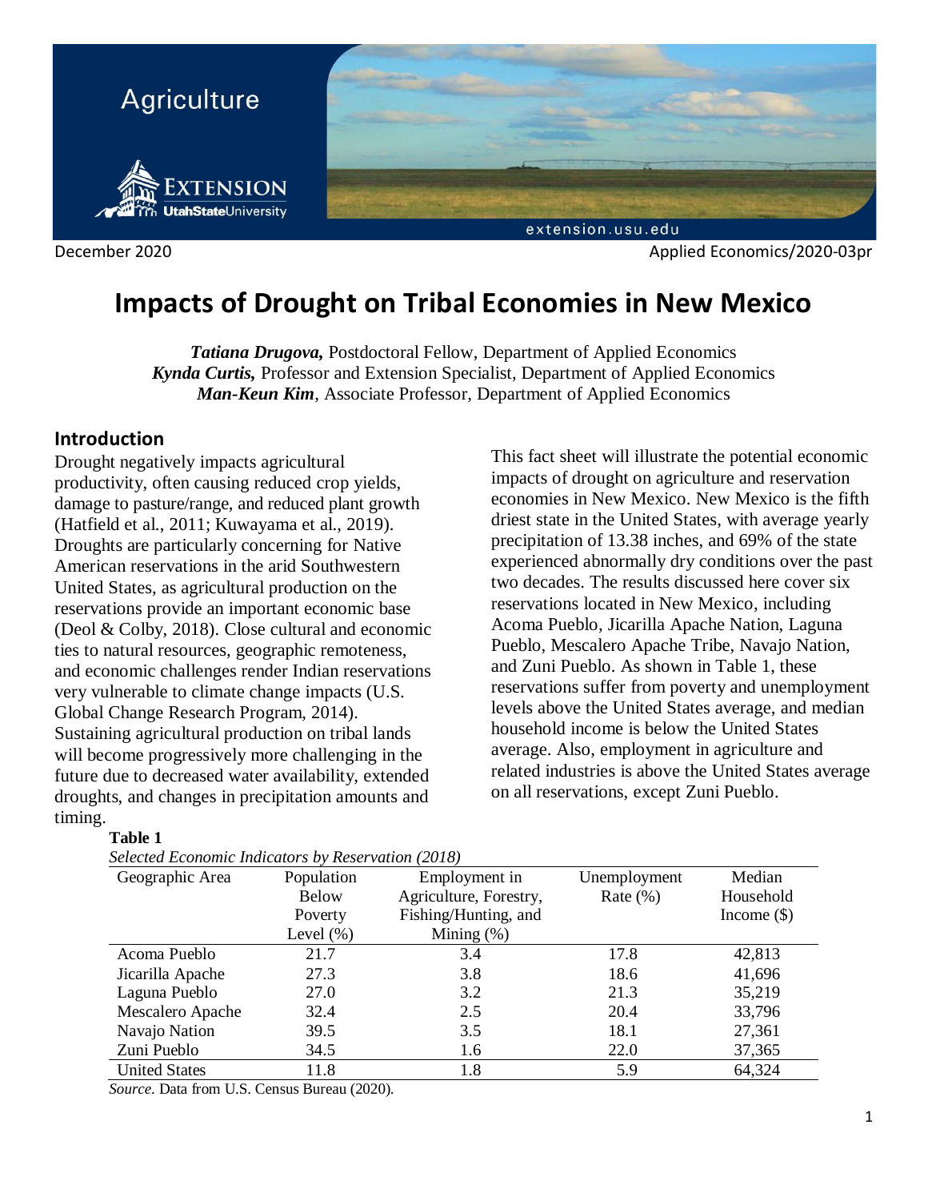Agriculture

December 2020 Applied Economics/2020-03pr

# Impacts of Drought on Tribal Economies in New Mexico

***Tatiana Drugova,*** Postdoctoral Fellow, Department of Applied Economics
***Kynda Curtis,*** Professor and Extension Specialist, Department of Applied Economics
***Man-Keun Kim***, Associate Professor, Department of Applied Economics

## Introduction

Drought negatively impacts agricultural productivity, often causing reduced crop yields, damage to pasture/range, and reduced plant growth (Hatfield et al., 2011; Kuwayama et al., 2019). Droughts are particularly concerning for Native American reservations in the arid Southwestern United States, as agricultural production on the reservations provide an important economic base (Deol & Colby, 2018). Close cultural and economic ties to natural resources, geographic remoteness, and economic challenges render Indian reservations very vulnerable to climate change impacts (U.S. Global Change Research Program, 2014). Sustaining agricultural production on tribal lands will become progressively more challenging in the future due to decreased water availability, extended droughts, and changes in precipitation amounts and timing.

This fact sheet will illustrate the potential economic impacts of drought on agriculture and reservation economies in New Mexico. New Mexico is the fifth driest state in the United States, with average yearly precipitation of 13.38 inches, and 69% of the state experienced abnormally dry conditions over the past two decades. The results discussed here cover six reservations located in New Mexico, including Acoma Pueblo, Jicarilla Apache Nation, Laguna Pueblo, Mescalero Apache Tribe, Navajo Nation, and Zuni Pueblo. As shown in Table 1, these reservations suffer from poverty and unemployment levels above the United States average, and median household income is below the United States average. Also, employment in agriculture and related industries is above the United States average on all reservations, except Zuni Pueblo.

**Table 1**

*Selected Economic Indicators by Reservation (2018)*

| Geographic Area | Population Below Poverty Level (%) | Employment in Agriculture, Forestry, Fishing/Hunting, and Mining (%) | Unemployment Rate (%) | Median Household Income ($) |
|---|---|---|---|---|
| Acoma Pueblo | 21.7 | 3.4 | 17.8 | 42,813 |
| Jicarilla Apache | 27.3 | 3.8 | 18.6 | 41,696 |
| Laguna Pueblo | 27.0 | 3.2 | 21.3 | 35,219 |
| Mescalero Apache | 32.4 | 2.5 | 20.4 | 33,796 |
| Navajo Nation | 39.5 | 3.5 | 18.1 | 27,361 |
| Zuni Pueblo | 34.5 | 1.6 | 22.0 | 37,365 |
| United States | 11.8 | 1.8 | 5.9 | 64,324 |

*Source*. Data from U.S. Census Bureau (2020).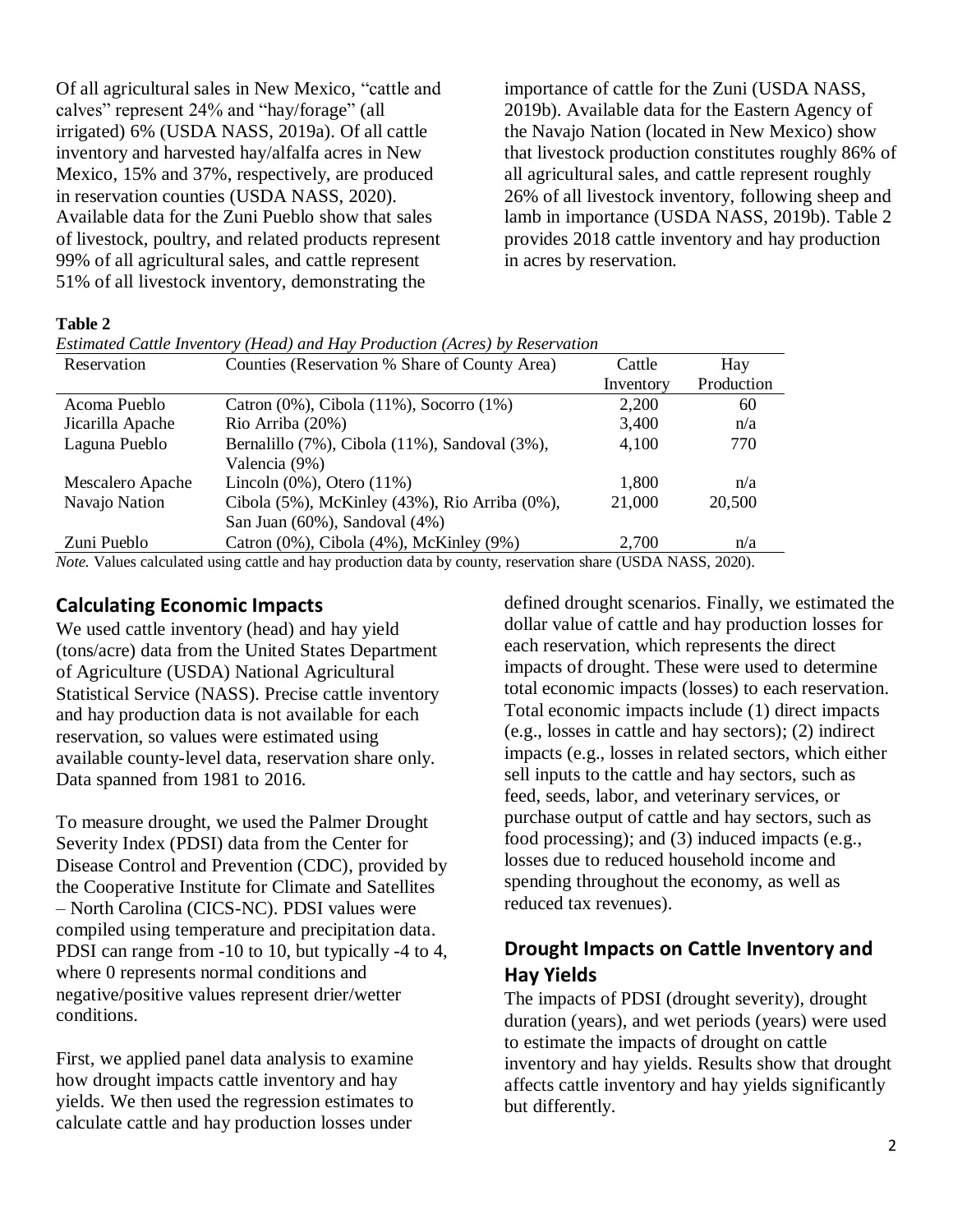Of all agricultural sales in New Mexico, "cattle and calves" represent 24% and "hay/forage" (all irrigated) 6% (USDA NASS, 2019a). Of all cattle inventory and harvested hay/alfalfa acres in New Mexico, 15% and 37%, respectively, are produced in reservation counties (USDA NASS, 2020). Available data for the Zuni Pueblo show that sales of livestock, poultry, and related products represent 99% of all agricultural sales, and cattle represent 51% of all livestock inventory, demonstrating the importance of cattle for the Zuni (USDA NASS, 2019b). Available data for the Eastern Agency of the Navajo Nation (located in New Mexico) show that livestock production constitutes roughly 86% of all agricultural sales, and cattle represent roughly 26% of all livestock inventory, following sheep and lamb in importance (USDA NASS, 2019b). Table 2 provides 2018 cattle inventory and hay production in acres by reservation.

**Table 2**

*Estimated Cattle Inventory (Head) and Hay Production (Acres) by Reservation*

| Reservation | Counties (Reservation % Share of County Area) | Cattle Inventory | Hay Production |
|---|---|---|---|
| Acoma Pueblo | Catron (0%), Cibola (11%), Socorro (1%) | 2,200 | 60 |
| Jicarilla Apache | Rio Arriba (20%) | 3,400 | n/a |
| Laguna Pueblo | Bernalillo (7%), Cibola (11%), Sandoval (3%), Valencia (9%) | 4,100 | 770 |
| Mescalero Apache | Lincoln (0%), Otero (11%) | 1,800 | n/a |
| Navajo Nation | Cibola (5%), McKinley (43%), Rio Arriba (0%), San Juan (60%), Sandoval (4%) | 21,000 | 20,500 |
| Zuni Pueblo | Catron (0%), Cibola (4%), McKinley (9%) | 2,700 | n/a |

*Note.* Values calculated using cattle and hay production data by county, reservation share (USDA NASS, 2020).

## Calculating Economic Impacts

We used cattle inventory (head) and hay yield (tons/acre) data from the United States Department of Agriculture (USDA) National Agricultural Statistical Service (NASS). Precise cattle inventory and hay production data is not available for each reservation, so values were estimated using available county-level data, reservation share only. Data spanned from 1981 to 2016.

To measure drought, we used the Palmer Drought Severity Index (PDSI) data from the Center for Disease Control and Prevention (CDC), provided by the Cooperative Institute for Climate and Satellites – North Carolina (CICS-NC). PDSI values were compiled using temperature and precipitation data. PDSI can range from -10 to 10, but typically -4 to 4, where 0 represents normal conditions and negative/positive values represent drier/wetter conditions.

First, we applied panel data analysis to examine how drought impacts cattle inventory and hay yields. We then used the regression estimates to calculate cattle and hay production losses under defined drought scenarios. Finally, we estimated the dollar value of cattle and hay production losses for each reservation, which represents the direct impacts of drought. These were used to determine total economic impacts (losses) to each reservation. Total economic impacts include (1) direct impacts (e.g., losses in cattle and hay sectors); (2) indirect impacts (e.g., losses in related sectors, which either sell inputs to the cattle and hay sectors, such as feed, seeds, labor, and veterinary services, or purchase output of cattle and hay sectors, such as food processing); and (3) induced impacts (e.g., losses due to reduced household income and spending throughout the economy, as well as reduced tax revenues).

## Drought Impacts on Cattle Inventory and Hay Yields

The impacts of PDSI (drought severity), drought duration (years), and wet periods (years) were used to estimate the impacts of drought on cattle inventory and hay yields. Results show that drought affects cattle inventory and hay yields significantly but differently.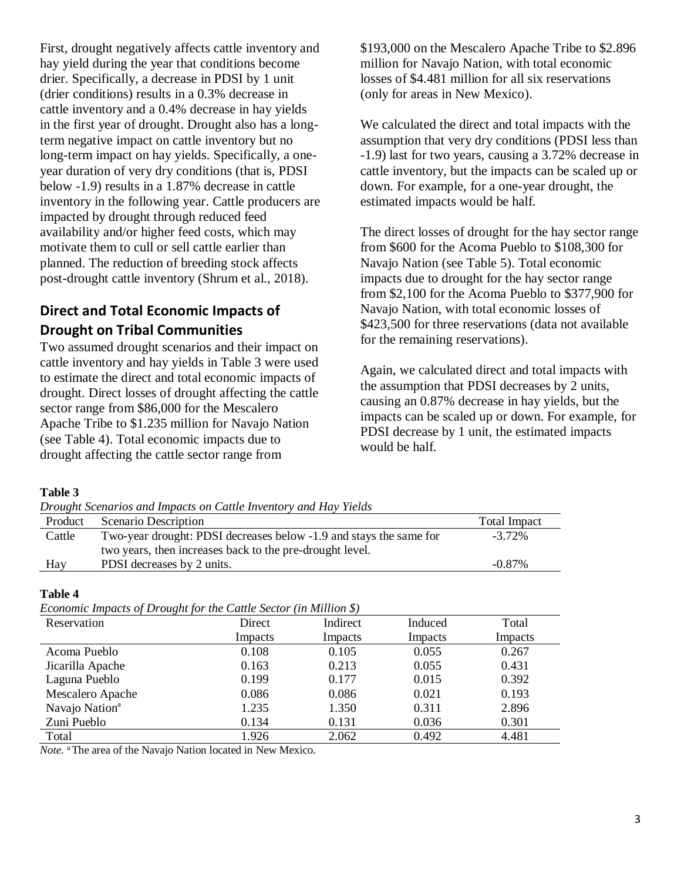First, drought negatively affects cattle inventory and hay yield during the year that conditions become drier. Specifically, a decrease in PDSI by 1 unit (drier conditions) results in a 0.3% decrease in cattle inventory and a 0.4% decrease in hay yields in the first year of drought. Drought also has a long-term negative impact on cattle inventory but no long-term impact on hay yields. Specifically, a one-year duration of very dry conditions (that is, PDSI below -1.9) results in a 1.87% decrease in cattle inventory in the following year. Cattle producers are impacted by drought through reduced feed availability and/or higher feed costs, which may motivate them to cull or sell cattle earlier than planned. The reduction of breeding stock affects post-drought cattle inventory (Shrum et al., 2018).

## Direct and Total Economic Impacts of Drought on Tribal Communities

Two assumed drought scenarios and their impact on cattle inventory and hay yields in Table 3 were used to estimate the direct and total economic impacts of drought. Direct losses of drought affecting the cattle sector range from $86,000 for the Mescalero Apache Tribe to $1.235 million for Navajo Nation (see Table 4). Total economic impacts due to drought affecting the cattle sector range from $193,000 on the Mescalero Apache Tribe to $2.896 million for Navajo Nation, with total economic losses of $4.481 million for all six reservations (only for areas in New Mexico).

We calculated the direct and total impacts with the assumption that very dry conditions (PDSI less than -1.9) last for two years, causing a 3.72% decrease in cattle inventory, but the impacts can be scaled up or down. For example, for a one-year drought, the estimated impacts would be half.

The direct losses of drought for the hay sector range from $600 for the Acoma Pueblo to $108,300 for Navajo Nation (see Table 5). Total economic impacts due to drought for the hay sector range from $2,100 for the Acoma Pueblo to $377,900 for Navajo Nation, with total economic losses of $423,500 for three reservations (data not available for the remaining reservations).

Again, we calculated direct and total impacts with the assumption that PDSI decreases by 2 units, causing an 0.87% decrease in hay yields, but the impacts can be scaled up or down. For example, for PDSI decrease by 1 unit, the estimated impacts would be half.

**Table 3**

*Drought Scenarios and Impacts on Cattle Inventory and Hay Yields*

| Product | Scenario Description | Total Impact |
|---|---|---|
| Cattle | Two-year drought: PDSI decreases below -1.9 and stays the same for two years, then increases back to the pre-drought level. | -3.72% |
| Hay | PDSI decreases by 2 units. | -0.87% |

**Table 4**

*Economic Impacts of Drought for the Cattle Sector (in Million $)*

| Reservation | Direct Impacts | Indirect Impacts | Induced Impacts | Total Impacts |
|---|---|---|---|---|
| Acoma Pueblo | 0.108 | 0.105 | 0.055 | 0.267 |
| Jicarilla Apache | 0.163 | 0.213 | 0.055 | 0.431 |
| Laguna Pueblo | 0.199 | 0.177 | 0.015 | 0.392 |
| Mescalero Apache | 0.086 | 0.086 | 0.021 | 0.193 |
| Navajo Nation[a] | 1.235 | 1.350 | 0.311 | 2.896 |
| Zuni Pueblo | 0.134 | 0.131 | 0.036 | 0.301 |
| Total | 1.926 | 2.062 | 0.492 | 4.481 |

*Note.* [a] The area of the Navajo Nation located in New Mexico.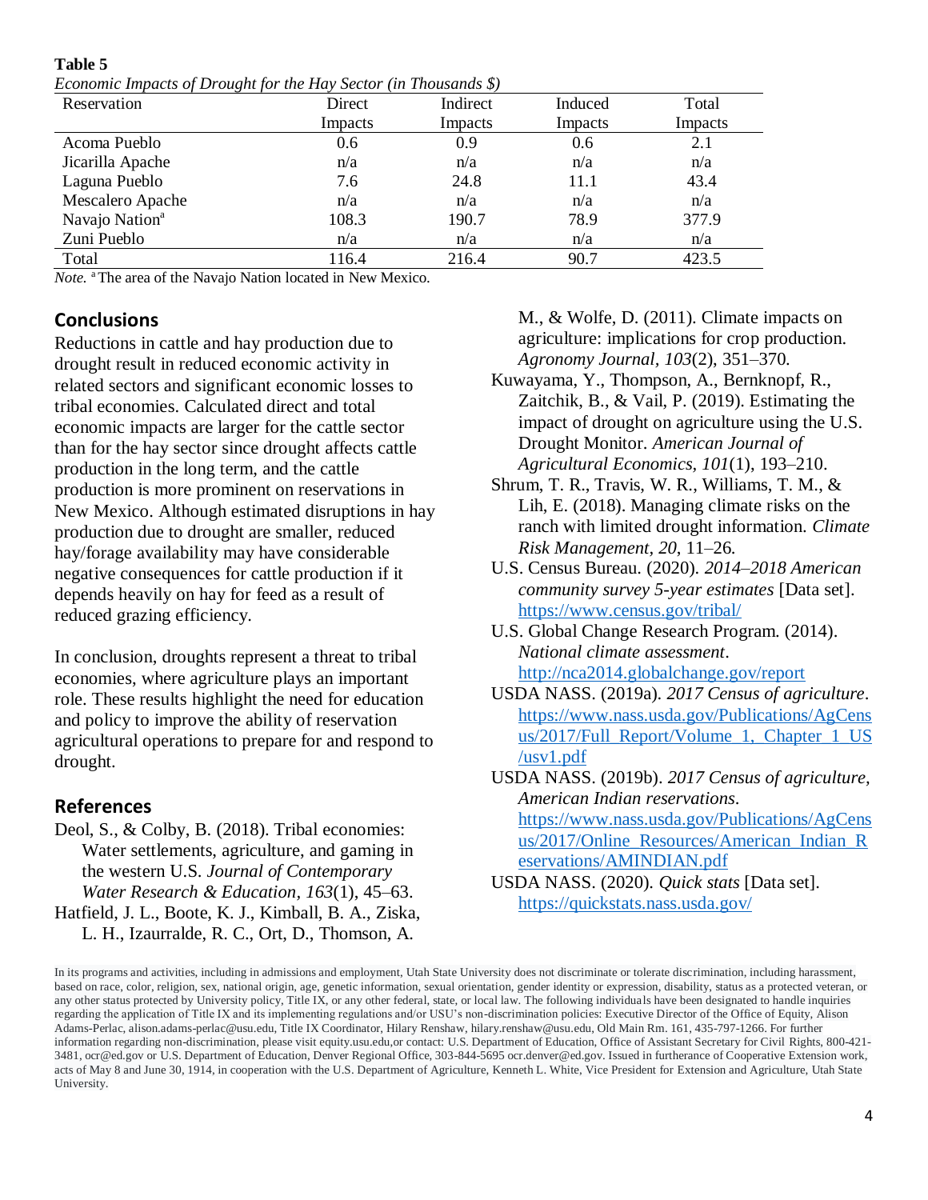**Table 5**

*Economic Impacts of Drought for the Hay Sector (in Thousands $)*

| Reservation | Direct Impacts | Indirect Impacts | Induced Impacts | Total Impacts |
|---|---|---|---|---|
| Acoma Pueblo | 0.6 | 0.9 | 0.6 | 2.1 |
| Jicarilla Apache | n/a | n/a | n/a | n/a |
| Laguna Pueblo | 7.6 | 24.8 | 11.1 | 43.4 |
| Mescalero Apache | n/a | n/a | n/a | n/a |
| Navajo Nation[a] | 108.3 | 190.7 | 78.9 | 377.9 |
| Zuni Pueblo | n/a | n/a | n/a | n/a |
| Total | 116.4 | 216.4 | 90.7 | 423.5 |

*Note.* [a] The area of the Navajo Nation located in New Mexico.

## Conclusions

Reductions in cattle and hay production due to drought result in reduced economic activity in related sectors and significant economic losses to tribal economies. Calculated direct and total economic impacts are larger for the cattle sector than for the hay sector since drought affects cattle production in the long term, and the cattle production is more prominent on reservations in New Mexico. Although estimated disruptions in hay production due to drought are smaller, reduced hay/forage availability may have considerable negative consequences for cattle production if it depends heavily on hay for feed as a result of reduced grazing efficiency.

In conclusion, droughts represent a threat to tribal economies, where agriculture plays an important role. These results highlight the need for education and policy to improve the ability of reservation agricultural operations to prepare for and respond to drought.

## References

Deol, S., & Colby, B. (2018). Tribal economies: Water settlements, agriculture, and gaming in the western U.S. *Journal of Contemporary Water Research & Education*, *163*(1), 45–63.

Hatfield, J. L., Boote, K. J., Kimball, B. A., Ziska, L. H., Izaurralde, R. C., Ort, D., Thomson, A. M., & Wolfe, D. (2011). Climate impacts on agriculture: implications for crop production. *Agronomy Journal*, *103*(2), 351–370.

Kuwayama, Y., Thompson, A., Bernknopf, R., Zaitchik, B., & Vail, P. (2019). Estimating the impact of drought on agriculture using the U.S. Drought Monitor. *American Journal of Agricultural Economics, 101*(1), 193–210.

Shrum, T. R., Travis, W. R., Williams, T. M., & Lih, E. (2018). Managing climate risks on the ranch with limited drought information. *Climate Risk Management*, *20*, 11–26.

U.S. Census Bureau. (2020). *2014–2018 American community survey 5-year estimates* [Data set]. https://www.census.gov/tribal/

U.S. Global Change Research Program. (2014). *National climate assessment*. http://nca2014.globalchange.gov/report

USDA NASS. (2019a). *2017 Census of agriculture*. https://www.nass.usda.gov/Publications/AgCensus/2017/Full_Report/Volume_1,_Chapter_1_US/usv1.pdf

USDA NASS. (2019b). *2017 Census of agriculture, American Indian reservations*. https://www.nass.usda.gov/Publications/AgCensus/2017/Online_Resources/American_Indian_Reservations/AMINDIAN.pdf

USDA NASS. (2020). *Quick stats* [Data set]. https://quickstats.nass.usda.gov/

In its programs and activities, including in admissions and employment, Utah State University does not discriminate or tolerate discrimination, including harassment, based on race, color, religion, sex, national origin, age, genetic information, sexual orientation, gender identity or expression, disability, status as a protected veteran, or any other status protected by University policy, Title IX, or any other federal, state, or local law. The following individuals have been designated to handle inquiries regarding the application of Title IX and its implementing regulations and/or USU's non-discrimination policies: Executive Director of the Office of Equity, Alison Adams-Perlac, alison.adams-perlac@usu.edu, Title IX Coordinator, Hilary Renshaw, hilary.renshaw@usu.edu, Old Main Rm. 161, 435-797-1266. For further information regarding non-discrimination, please visit equity.usu.edu,or contact: U.S. Department of Education, Office of Assistant Secretary for Civil Rights, 800-421-3481, ocr@ed.gov or U.S. Department of Education, Denver Regional Office, 303-844-5695 ocr.denver@ed.gov. Issued in furtherance of Cooperative Extension work, acts of May 8 and June 30, 1914, in cooperation with the U.S. Department of Agriculture, Kenneth L. White, Vice President for Extension and Agriculture, Utah State University.